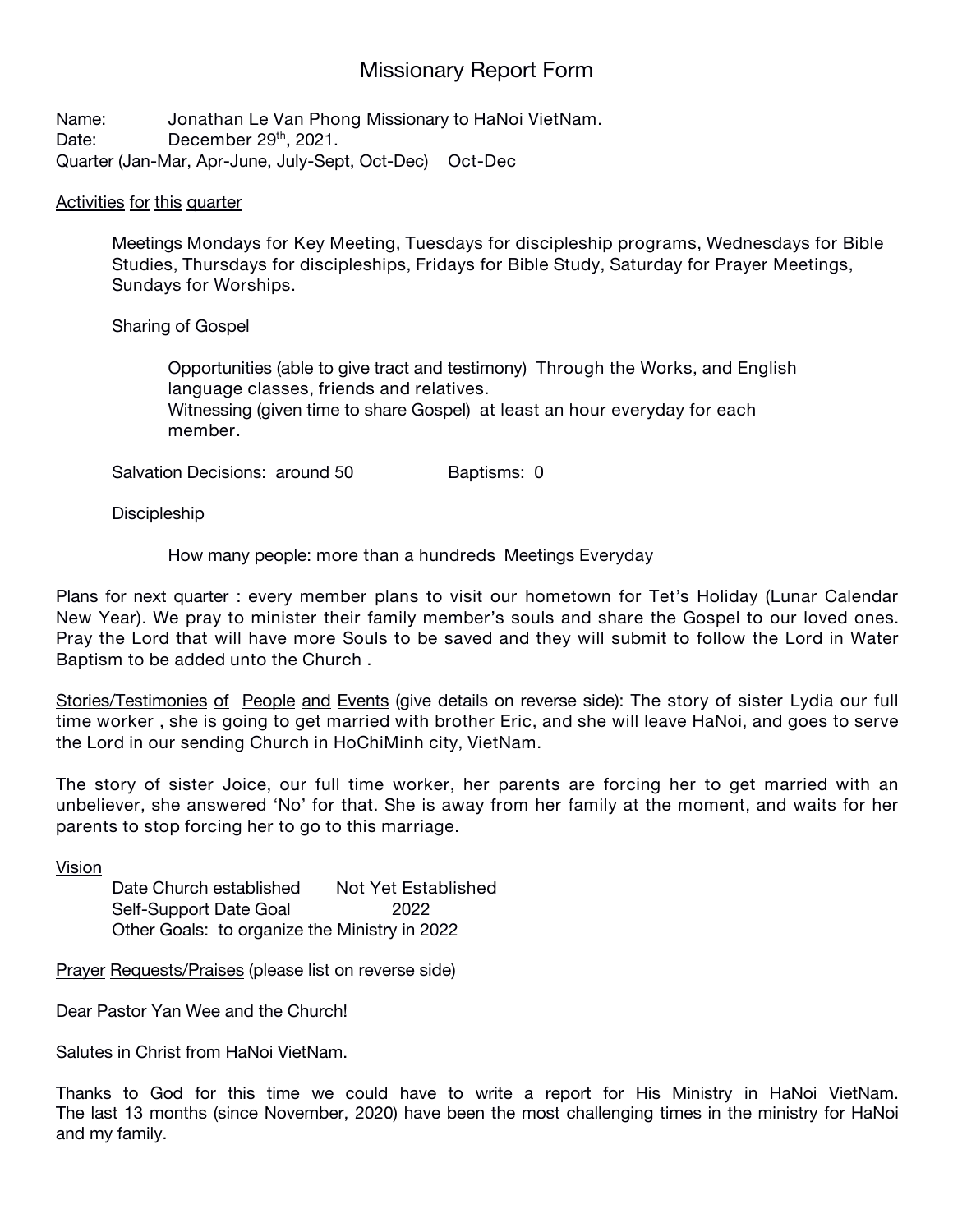# Missionary Report Form

Name: Jonathan Le Van Phong Missionary to HaNoi VietNam.
Date: December 29th, 2021.
Quarter (Jan-Mar, Apr-June, July-Sept, Oct-Dec) Oct-Dec

Activities for this quarter

Meetings Mondays for Key Meeting, Tuesdays for discipleship programs, Wednesdays for Bible Studies, Thursdays for discipleships, Fridays for Bible Study, Saturday for Prayer Meetings, Sundays for Worships.

Sharing of Gospel

Opportunities (able to give tract and testimony) Through the Works, and English language classes, friends and relatives.
Witnessing (given time to share Gospel) at least an hour everyday for each member.

Salvation Decisions: around 50 Baptisms: 0

Discipleship

How many people: more than a hundreds Meetings Everyday

Plans for next quarter : every member plans to visit our hometown for Tet's Holiday (Lunar Calendar New Year). We pray to minister their family member's souls and share the Gospel to our loved ones. Pray the Lord that will have more Souls to be saved and they will submit to follow the Lord in Water Baptism to be added unto the Church .

Stories/Testimonies of People and Events (give details on reverse side): The story of sister Lydia our full time worker , she is going to get married with brother Eric, and she will leave HaNoi, and goes to serve the Lord in our sending Church in HoChiMinh city, VietNam.

The story of sister Joice, our full time worker, her parents are forcing her to get married with an unbeliever, she answered 'No' for that. She is away from her family at the moment, and waits for her parents to stop forcing her to go to this marriage.

Vision

Date Church established Not Yet Established
Self-Support Date Goal 2022
Other Goals: to organize the Ministry in 2022

Prayer Requests/Praises (please list on reverse side)

Dear Pastor Yan Wee and the Church!

Salutes in Christ from HaNoi VietNam.

Thanks to God for this time we could have to write a report for His Ministry in HaNoi VietNam. The last 13 months (since November, 2020) have been the most challenging times in the ministry for HaNoi and my family.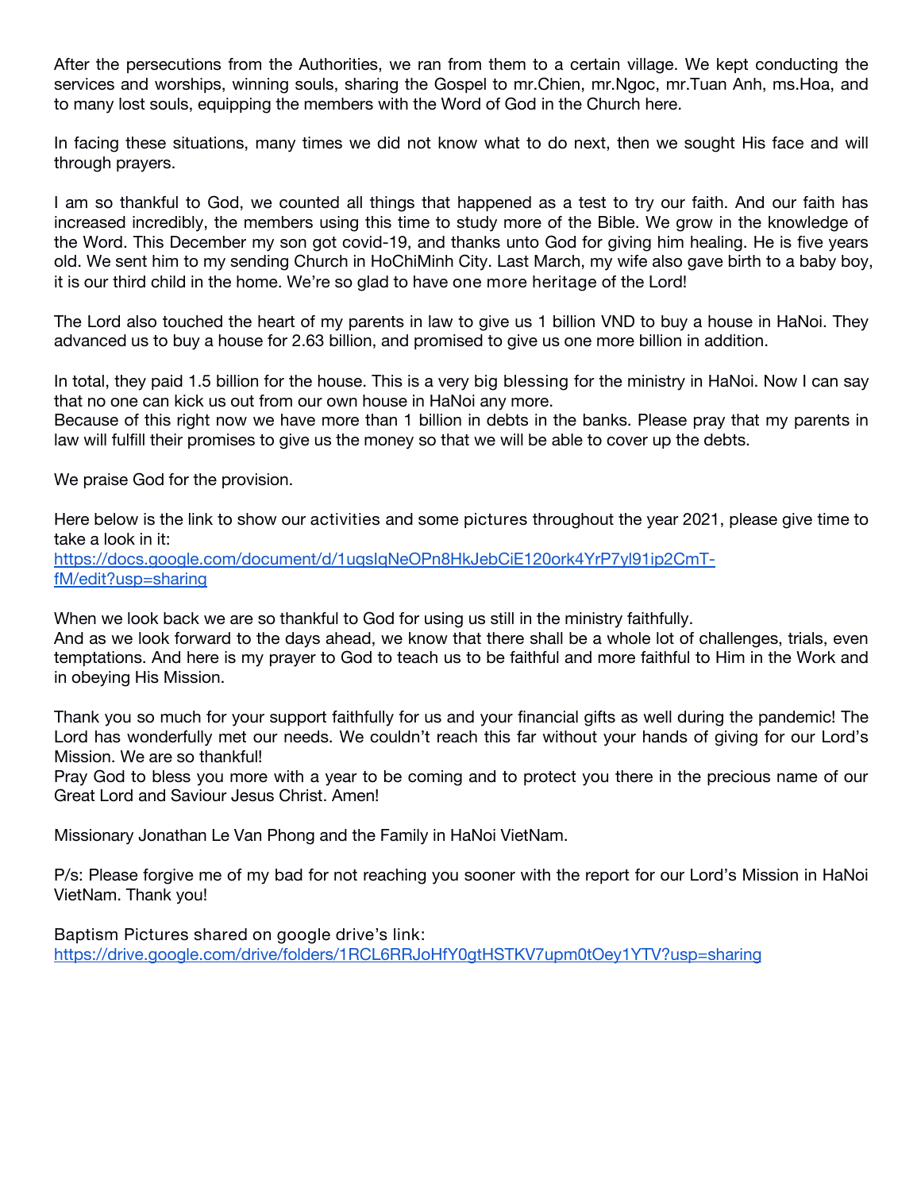After the persecutions from the Authorities, we ran from them to a certain village. We kept conducting the services and worships, winning souls, sharing the Gospel to mr.Chien, mr.Ngoc, mr.Tuan Anh, ms.Hoa, and to many lost souls, equipping the members with the Word of God in the Church here.

In facing these situations, many times we did not know what to do next, then we sought His face and will through prayers.

I am so thankful to God, we counted all things that happened as a test to try our faith. And our faith has increased incredibly, the members using this time to study more of the Bible. We grow in the knowledge of the Word. This December my son got covid-19, and thanks unto God for giving him healing. He is five years old. We sent him to my sending Church in HoChiMinh City. Last March, my wife also gave birth to a baby boy, it is our third child in the home. We're so glad to have one more heritage of the Lord!

The Lord also touched the heart of my parents in law to give us 1 billion VND to buy a house in HaNoi. They advanced us to buy a house for 2.63 billion, and promised to give us one more billion in addition.

In total, they paid 1.5 billion for the house. This is a very big blessing for the ministry in HaNoi. Now I can say that no one can kick us out from our own house in HaNoi any more.
Because of this right now we have more than 1 billion in debts in the banks. Please pray that my parents in law will fulfill their promises to give us the money so that we will be able to cover up the debts.

We praise God for the provision.

Here below is the link to show our activities and some pictures throughout the year 2021, please give time to take a look in it:
https://docs.google.com/document/d/1uqsIqNeOPn8HkJebCiE120ork4YrP7yl91ip2CmT-fM/edit?usp=sharing

When we look back we are so thankful to God for using us still in the ministry faithfully.
And as we look forward to the days ahead, we know that there shall be a whole lot of challenges, trials, even temptations. And here is my prayer to God to teach us to be faithful and more faithful to Him in the Work and in obeying His Mission.

Thank you so much for your support faithfully for us and your financial gifts as well during the pandemic! The Lord has wonderfully met our needs. We couldn't reach this far without your hands of giving for our Lord's Mission. We are so thankful!
Pray God to bless you more with a year to be coming and to protect you there in the precious name of our Great Lord and Saviour Jesus Christ. Amen!

Missionary Jonathan Le Van Phong and the Family in HaNoi VietNam.

P/s: Please forgive me of my bad for not reaching you sooner with the report for our Lord's Mission in HaNoi VietNam. Thank you!

Baptism Pictures shared on google drive's link:
https://drive.google.com/drive/folders/1RCL6RRJoHfY0gtHSTKV7upm0tOey1YTV?usp=sharing